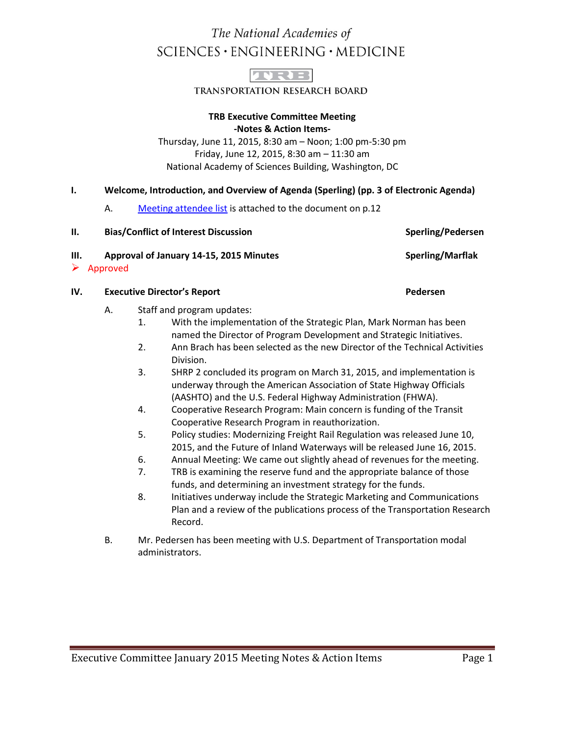The National Academies of

SCIENCES · ENGINEERING · MEDICINE

TRB

TRANSPORTATION RESEARCH BOARD

**TRB Executive Committee Meeting**
**-Notes & Action Items-**

Thursday, June 11, 2015, 8:30 am – Noon; 1:00 pm-5:30 pm
Friday, June 12, 2015, 8:30 am – 11:30 am
National Academy of Sciences Building, Washington, DC

**I. Welcome, Introduction, and Overview of Agenda (Sperling) (pp. 3 of Electronic Agenda)**

A. Meeting attendee list is attached to the document on p.12

**II. Bias/Conflict of Interest Discussion** **Sperling/Pedersen**

**III. Approval of January 14-15, 2015 Minutes** **Sperling/Marflak**

- Approved

**IV. Executive Director's Report** **Pedersen**

A. Staff and program updates:

1. With the implementation of the Strategic Plan, Mark Norman has been named the Director of Program Development and Strategic Initiatives.
2. Ann Brach has been selected as the new Director of the Technical Activities Division.
3. SHRP 2 concluded its program on March 31, 2015, and implementation is underway through the American Association of State Highway Officials (AASHTO) and the U.S. Federal Highway Administration (FHWA).
4. Cooperative Research Program: Main concern is funding of the Transit Cooperative Research Program in reauthorization.
5. Policy studies: Modernizing Freight Rail Regulation was released June 10, 2015, and the Future of Inland Waterways will be released June 16, 2015.
6. Annual Meeting: We came out slightly ahead of revenues for the meeting.
7. TRB is examining the reserve fund and the appropriate balance of those funds, and determining an investment strategy for the funds.
8. Initiatives underway include the Strategic Marketing and Communications Plan and a review of the publications process of the Transportation Research Record.

B. Mr. Pedersen has been meeting with U.S. Department of Transportation modal administrators.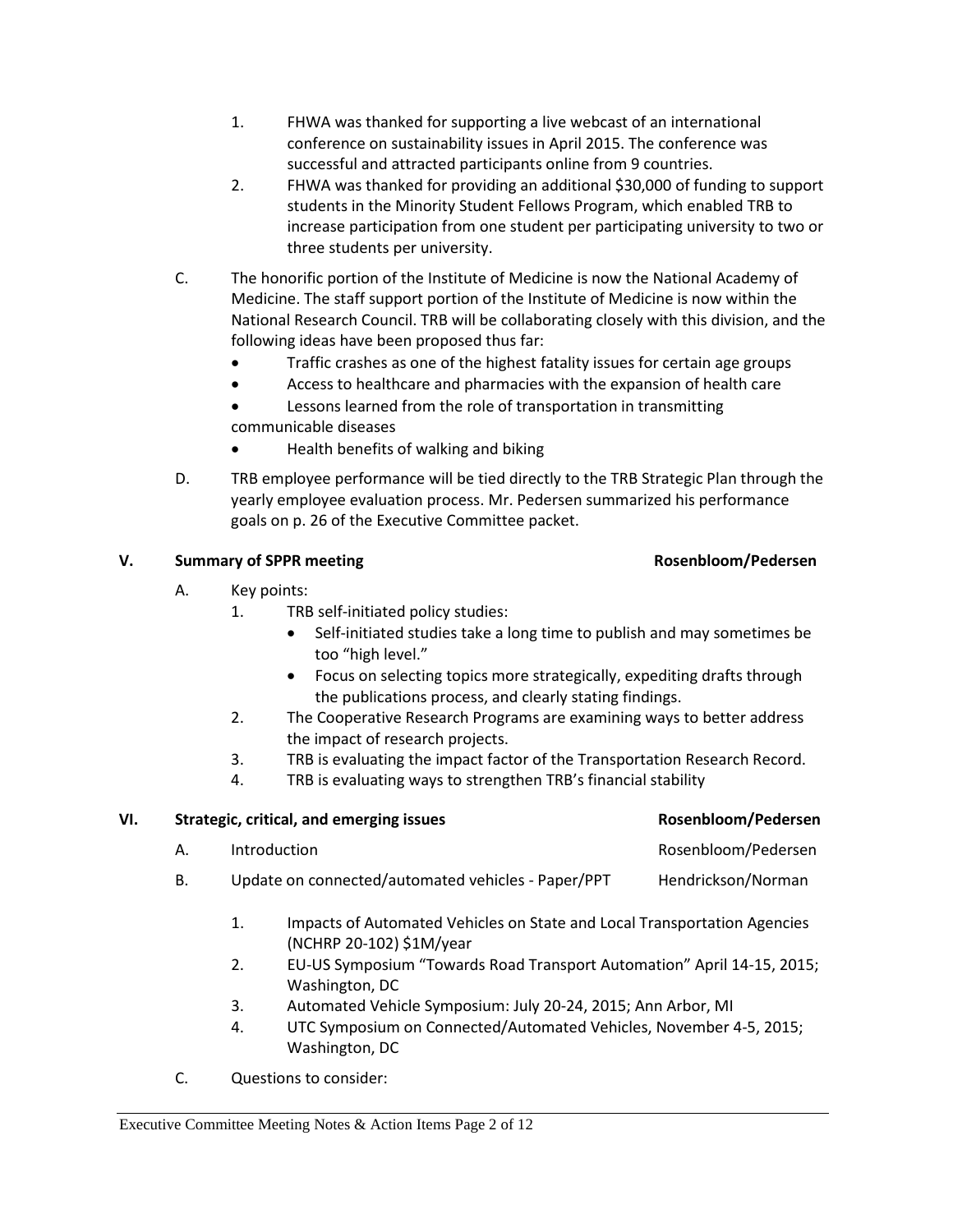1. FHWA was thanked for supporting a live webcast of an international conference on sustainability issues in April 2015. The conference was successful and attracted participants online from 9 countries.
2. FHWA was thanked for providing an additional $30,000 of funding to support students in the Minority Student Fellows Program, which enabled TRB to increase participation from one student per participating university to two or three students per university.

C. The honorific portion of the Institute of Medicine is now the National Academy of Medicine. The staff support portion of the Institute of Medicine is now within the National Research Council. TRB will be collaborating closely with this division, and the following ideas have been proposed thus far:

- Traffic crashes as one of the highest fatality issues for certain age groups
- Access to healthcare and pharmacies with the expansion of health care
- Lessons learned from the role of transportation in transmitting communicable diseases
- Health benefits of walking and biking

D. TRB employee performance will be tied directly to the TRB Strategic Plan through the yearly employee evaluation process. Mr. Pedersen summarized his performance goals on p. 26 of the Executive Committee packet.

## V. Summary of SPPR meeting — Rosenbloom/Pedersen

A. Key points:

1. TRB self-initiated policy studies:
   - Self-initiated studies take a long time to publish and may sometimes be too "high level."
   - Focus on selecting topics more strategically, expediting drafts through the publications process, and clearly stating findings.
2. The Cooperative Research Programs are examining ways to better address the impact of research projects.
3. TRB is evaluating the impact factor of the Transportation Research Record.
4. TRB is evaluating ways to strengthen TRB's financial stability

## VI. Strategic, critical, and emerging issues — Rosenbloom/Pedersen

A. Introduction — Rosenbloom/Pedersen

B. Update on connected/automated vehicles - Paper/PPT — Hendrickson/Norman

1. Impacts of Automated Vehicles on State and Local Transportation Agencies (NCHRP 20-102) $1M/year
2. EU-US Symposium "Towards Road Transport Automation" April 14-15, 2015; Washington, DC
3. Automated Vehicle Symposium: July 20-24, 2015; Ann Arbor, MI
4. UTC Symposium on Connected/Automated Vehicles, November 4-5, 2015; Washington, DC

C. Questions to consider: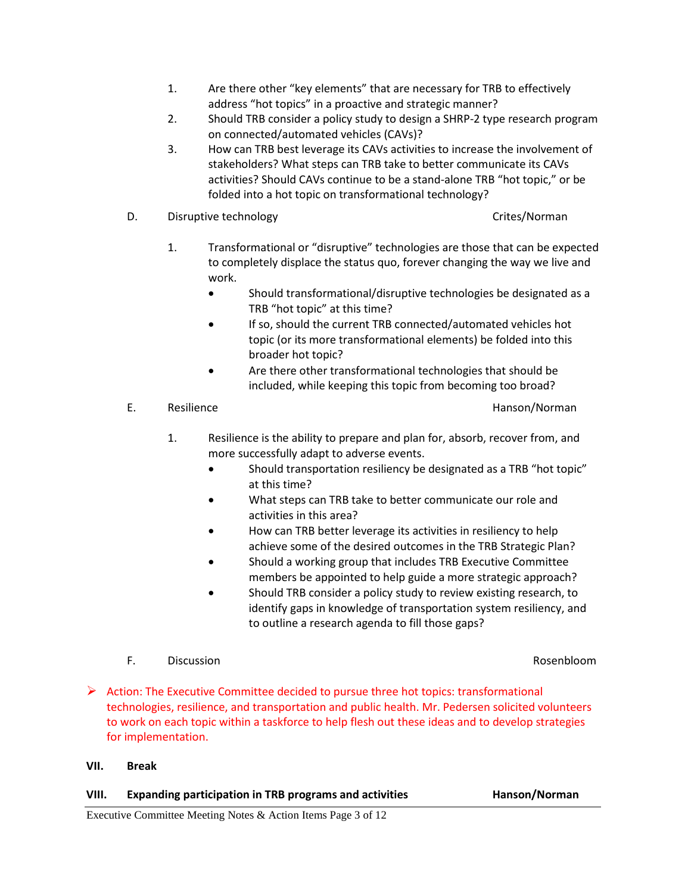1. Are there other "key elements" that are necessary for TRB to effectively address "hot topics" in a proactive and strategic manner?
2. Should TRB consider a policy study to design a SHRP-2 type research program on connected/automated vehicles (CAVs)?
3. How can TRB best leverage its CAVs activities to increase the involvement of stakeholders? What steps can TRB take to better communicate its CAVs activities? Should CAVs continue to be a stand-alone TRB "hot topic," or be folded into a hot topic on transformational technology?

D. Disruptive technology — Crites/Norman

1. Transformational or "disruptive" technologies are those that can be expected to completely displace the status quo, forever changing the way we live and work.
   - Should transformational/disruptive technologies be designated as a TRB "hot topic" at this time?
   - If so, should the current TRB connected/automated vehicles hot topic (or its more transformational elements) be folded into this broader hot topic?
   - Are there other transformational technologies that should be included, while keeping this topic from becoming too broad?

E. Resilience — Hanson/Norman

1. Resilience is the ability to prepare and plan for, absorb, recover from, and more successfully adapt to adverse events.
   - Should transportation resiliency be designated as a TRB "hot topic" at this time?
   - What steps can TRB take to better communicate our role and activities in this area?
   - How can TRB better leverage its activities in resiliency to help achieve some of the desired outcomes in the TRB Strategic Plan?
   - Should a working group that includes TRB Executive Committee members be appointed to help guide a more strategic approach?
   - Should TRB consider a policy study to review existing research, to identify gaps in knowledge of transportation system resiliency, and to outline a research agenda to fill those gaps?

F. Discussion — Rosenbloom

➢ Action: The Executive Committee decided to pursue three hot topics: transformational technologies, resilience, and transportation and public health. Mr. Pedersen solicited volunteers to work on each topic within a taskforce to help flesh out these ideas and to develop strategies for implementation.

**VII. Break**

**VIII. Expanding participation in TRB programs and activities — Hanson/Norman**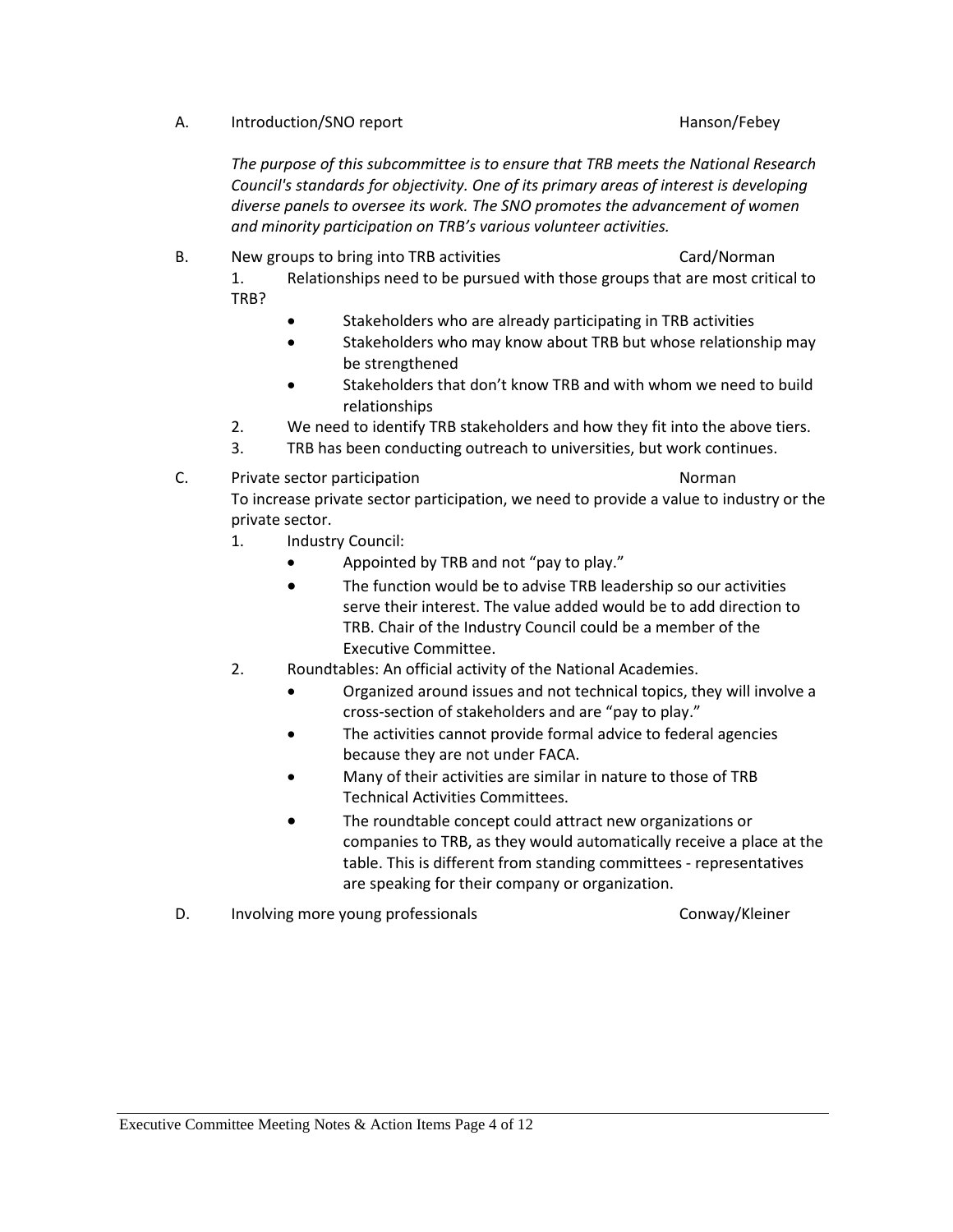A. Introduction/SNO report — Hanson/Febey

*The purpose of this subcommittee is to ensure that TRB meets the National Research Council's standards for objectivity. One of its primary areas of interest is developing diverse panels to oversee its work. The SNO promotes the advancement of women and minority participation on TRB's various volunteer activities.*

B. New groups to bring into TRB activities — Card/Norman

1. Relationships need to be pursued with those groups that are most critical to TRB?
   - Stakeholders who are already participating in TRB activities
   - Stakeholders who may know about TRB but whose relationship may be strengthened
   - Stakeholders that don't know TRB and with whom we need to build relationships
2. We need to identify TRB stakeholders and how they fit into the above tiers.
3. TRB has been conducting outreach to universities, but work continues.

C. Private sector participation — Norman

To increase private sector participation, we need to provide a value to industry or the private sector.

1. Industry Council:
   - Appointed by TRB and not "pay to play."
   - The function would be to advise TRB leadership so our activities serve their interest. The value added would be to add direction to TRB. Chair of the Industry Council could be a member of the Executive Committee.
2. Roundtables: An official activity of the National Academies.
   - Organized around issues and not technical topics, they will involve a cross-section of stakeholders and are "pay to play."
   - The activities cannot provide formal advice to federal agencies because they are not under FACA.
   - Many of their activities are similar in nature to those of TRB Technical Activities Committees.
   - The roundtable concept could attract new organizations or companies to TRB, as they would automatically receive a place at the table. This is different from standing committees - representatives are speaking for their company or organization.

D. Involving more young professionals — Conway/Kleiner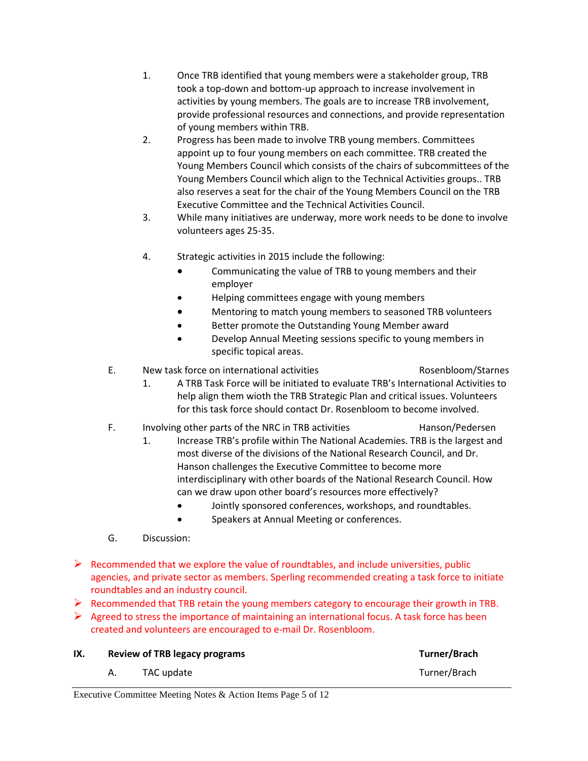1. Once TRB identified that young members were a stakeholder group, TRB took a top-down and bottom-up approach to increase involvement in activities by young members. The goals are to increase TRB involvement, provide professional resources and connections, and provide representation of young members within TRB.
2. Progress has been made to involve TRB young members. Committees appoint up to four young members on each committee. TRB created the Young Members Council which consists of the chairs of subcommittees of the Young Members Council which align to the Technical Activities groups.. TRB also reserves a seat for the chair of the Young Members Council on the TRB Executive Committee and the Technical Activities Council.
3. While many initiatives are underway, more work needs to be done to involve volunteers ages 25-35.
4. Strategic activities in 2015 include the following:
   - Communicating the value of TRB to young members and their employer
   - Helping committees engage with young members
   - Mentoring to match young members to seasoned TRB volunteers
   - Better promote the Outstanding Young Member award
   - Develop Annual Meeting sessions specific to young members in specific topical areas.

E. New task force on international activities — Rosenbloom/Starnes

1. A TRB Task Force will be initiated to evaluate TRB's International Activities to help align them wioth the TRB Strategic Plan and critical issues. Volunteers for this task force should contact Dr. Rosenbloom to become involved.

F. Involving other parts of the NRC in TRB activities — Hanson/Pedersen

1. Increase TRB's profile within The National Academies. TRB is the largest and most diverse of the divisions of the National Research Council, and Dr. Hanson challenges the Executive Committee to become more interdisciplinary with other boards of the National Research Council. How can we draw upon other board's resources more effectively?
   - Jointly sponsored conferences, workshops, and roundtables.
   - Speakers at Annual Meeting or conferences.

G. Discussion:

- Recommended that we explore the value of roundtables, and include universities, public agencies, and private sector as members. Sperling recommended creating a task force to initiate roundtables and an industry council.
- Recommended that TRB retain the young members category to encourage their growth in TRB.
- Agreed to stress the importance of maintaining an international focus. A task force has been created and volunteers are encouraged to e-mail Dr. Rosenbloom.

## IX. Review of TRB legacy programs — Turner/Brach

A. TAC update — Turner/Brach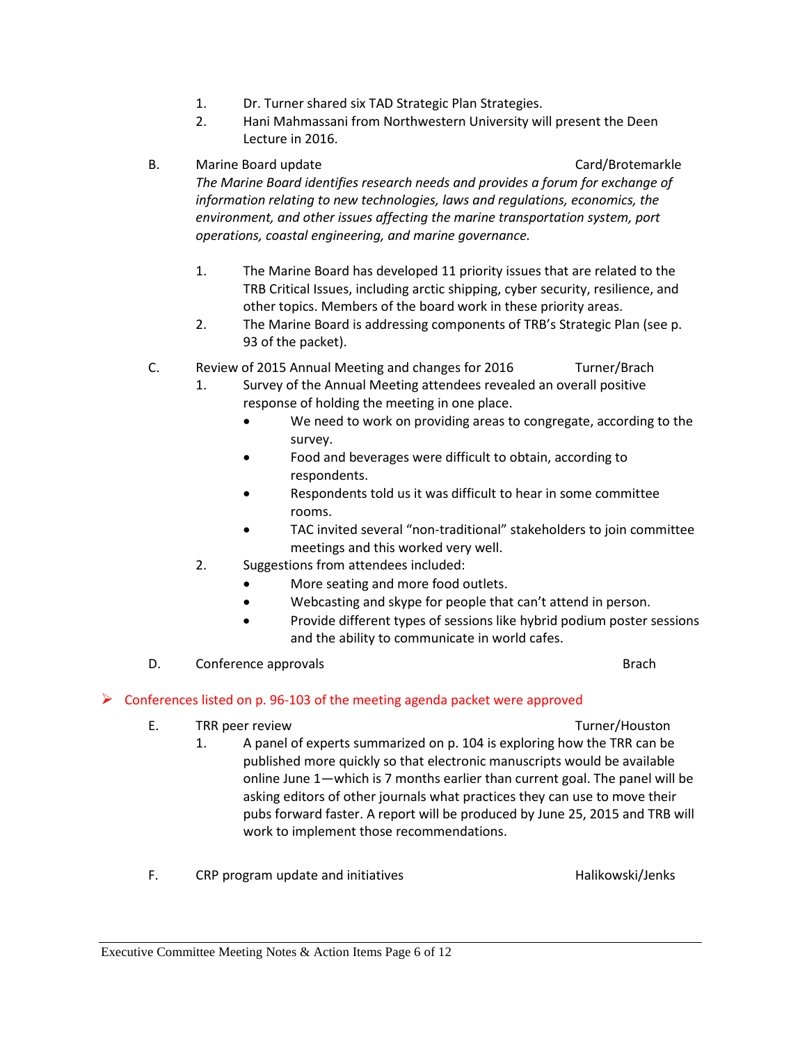1. Dr. Turner shared six TAD Strategic Plan Strategies.
2. Hani Mahmassani from Northwestern University will present the Deen Lecture in 2016.

B. Marine Board update — Card/Brotemarkle

*The Marine Board identifies research needs and provides a forum for exchange of information relating to new technologies, laws and regulations, economics, the environment, and other issues affecting the marine transportation system, port operations, coastal engineering, and marine governance.*

1. The Marine Board has developed 11 priority issues that are related to the TRB Critical Issues, including arctic shipping, cyber security, resilience, and other topics. Members of the board work in these priority areas.
2. The Marine Board is addressing components of TRB's Strategic Plan (see p. 93 of the packet).

C. Review of 2015 Annual Meeting and changes for 2016 — Turner/Brach

1. Survey of the Annual Meeting attendees revealed an overall positive response of holding the meeting in one place.
   - We need to work on providing areas to congregate, according to the survey.
   - Food and beverages were difficult to obtain, according to respondents.
   - Respondents told us it was difficult to hear in some committee rooms.
   - TAC invited several "non-traditional" stakeholders to join committee meetings and this worked very well.
2. Suggestions from attendees included:
   - More seating and more food outlets.
   - Webcasting and skype for people that can't attend in person.
   - Provide different types of sessions like hybrid podium poster sessions and the ability to communicate in world cafes.

D. Conference approvals — Brach

- ➢ Conferences listed on p. 96-103 of the meeting agenda packet were approved

E. TRR peer review — Turner/Houston

1. A panel of experts summarized on p. 104 is exploring how the TRR can be published more quickly so that electronic manuscripts would be available online June 1—which is 7 months earlier than current goal. The panel will be asking editors of other journals what practices they can use to move their pubs forward faster. A report will be produced by June 25, 2015 and TRB will work to implement those recommendations.

F. CRP program update and initiatives — Halikowski/Jenks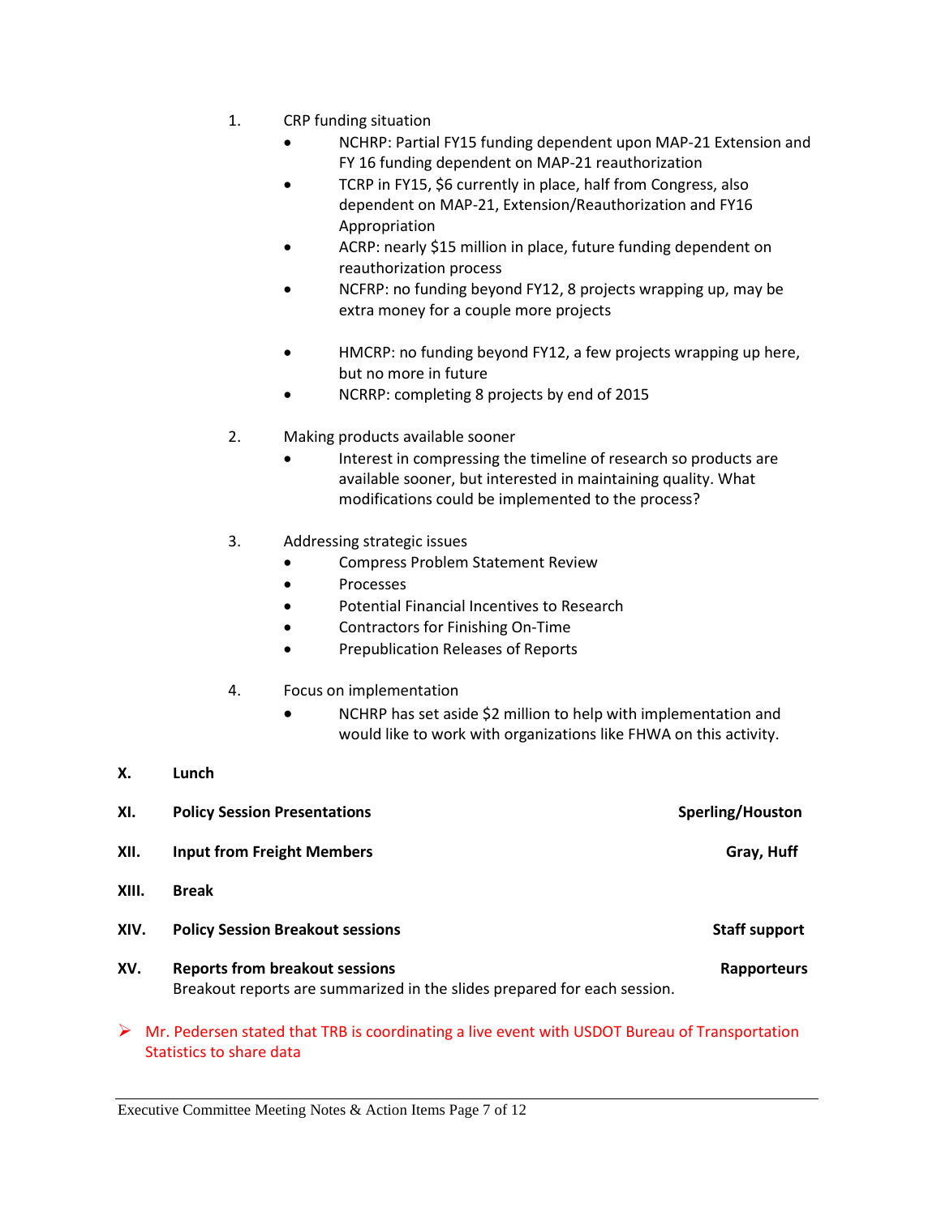1. CRP funding situation
    - NCHRP: Partial FY15 funding dependent upon MAP-21 Extension and FY 16 funding dependent on MAP-21 reauthorization
    - TCRP in FY15, $6 currently in place, half from Congress, also dependent on MAP-21, Extension/Reauthorization and FY16 Appropriation
    - ACRP: nearly $15 million in place, future funding dependent on reauthorization process
    - NCFRP: no funding beyond FY12, 8 projects wrapping up, may be extra money for a couple more projects
    - HMCRP: no funding beyond FY12, a few projects wrapping up here, but no more in future
    - NCRRP: completing 8 projects by end of 2015

2. Making products available sooner
    - Interest in compressing the timeline of research so products are available sooner, but interested in maintaining quality. What modifications could be implemented to the process?

3. Addressing strategic issues
    - Compress Problem Statement Review
    - Processes
    - Potential Financial Incentives to Research
    - Contractors for Finishing On-Time
    - Prepublication Releases of Reports

4. Focus on implementation
    - NCHRP has set aside $2 million to help with implementation and would like to work with organizations like FHWA on this activity.

**X. Lunch**

**XI. Policy Session Presentations** — **Sperling/Houston**

**XII. Input from Freight Members** — **Gray, Huff**

**XIII. Break**

**XIV. Policy Session Breakout sessions** — **Staff support**

**XV. Reports from breakout sessions** — **Rapporteurs**

Breakout reports are summarized in the slides prepared for each session.

- Mr. Pedersen stated that TRB is coordinating a live event with USDOT Bureau of Transportation Statistics to share data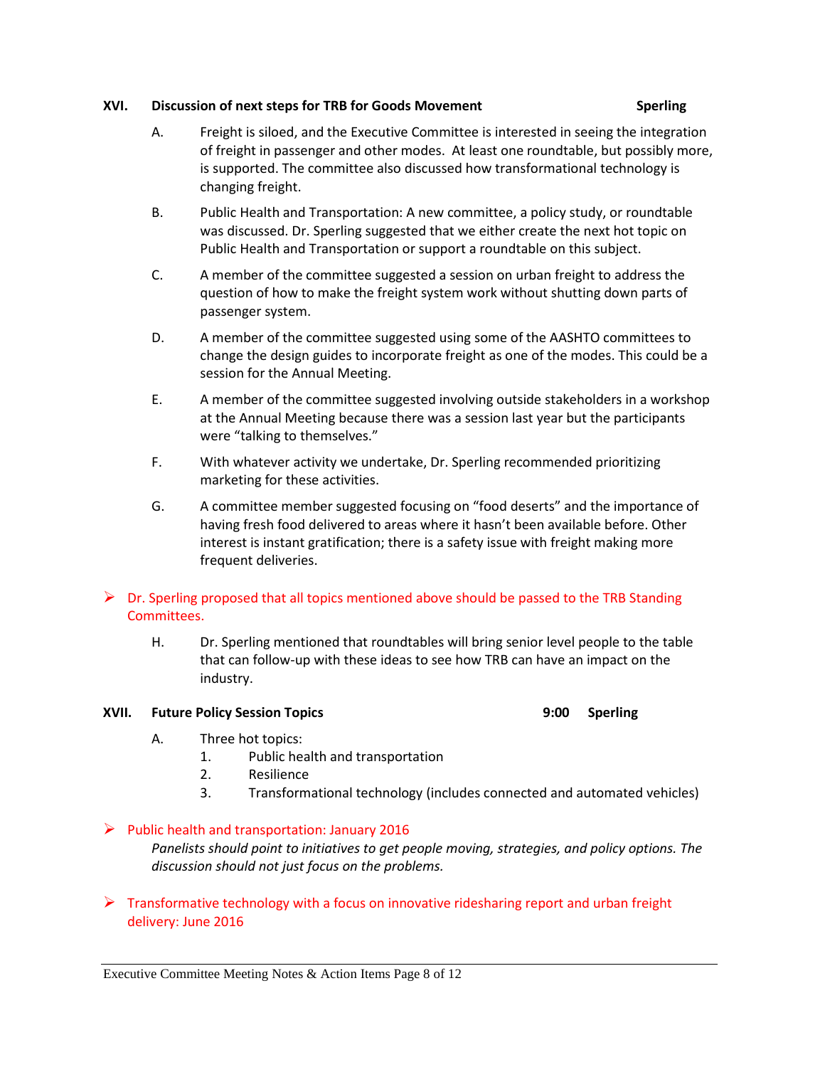## XVI. Discussion of next steps for TRB for Goods Movement — Sperling

A. Freight is siloed, and the Executive Committee is interested in seeing the integration of freight in passenger and other modes. At least one roundtable, but possibly more, is supported. The committee also discussed how transformational technology is changing freight.

B. Public Health and Transportation: A new committee, a policy study, or roundtable was discussed. Dr. Sperling suggested that we either create the next hot topic on Public Health and Transportation or support a roundtable on this subject.

C. A member of the committee suggested a session on urban freight to address the question of how to make the freight system work without shutting down parts of passenger system.

D. A member of the committee suggested using some of the AASHTO committees to change the design guides to incorporate freight as one of the modes. This could be a session for the Annual Meeting.

E. A member of the committee suggested involving outside stakeholders in a workshop at the Annual Meeting because there was a session last year but the participants were "talking to themselves."

F. With whatever activity we undertake, Dr. Sperling recommended prioritizing marketing for these activities.

G. A committee member suggested focusing on "food deserts" and the importance of having fresh food delivered to areas where it hasn't been available before. Other interest is instant gratification; there is a safety issue with freight making more frequent deliveries.

- Dr. Sperling proposed that all topics mentioned above should be passed to the TRB Standing Committees.

H. Dr. Sperling mentioned that roundtables will bring senior level people to the table that can follow-up with these ideas to see how TRB can have an impact on the industry.

## XVII. Future Policy Session Topics — 9:00 Sperling

A. Three hot topics:
   1. Public health and transportation
   2. Resilience
   3. Transformational technology (includes connected and automated vehicles)

- Public health and transportation: January 2016

  *Panelists should point to initiatives to get people moving, strategies, and policy options. The discussion should not just focus on the problems.*

- Transformative technology with a focus on innovative ridesharing report and urban freight delivery: June 2016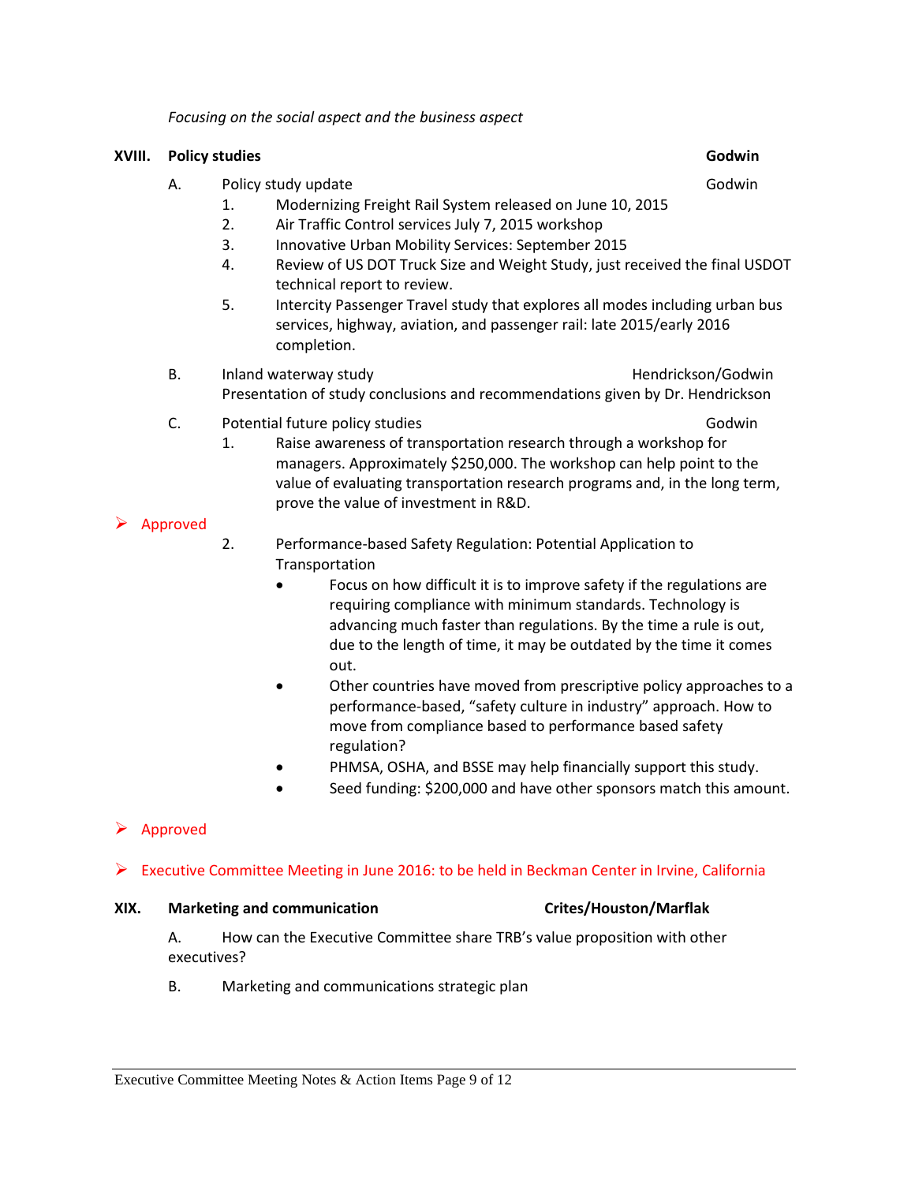*Focusing on the social aspect and the business aspect*

**XVIII. Policy studies** — **Godwin**

A. Policy study update — Godwin

1. Modernizing Freight Rail System released on June 10, 2015
2. Air Traffic Control services July 7, 2015 workshop
3. Innovative Urban Mobility Services: September 2015
4. Review of US DOT Truck Size and Weight Study, just received the final USDOT technical report to review.
5. Intercity Passenger Travel study that explores all modes including urban bus services, highway, aviation, and passenger rail: late 2015/early 2016 completion.

B. Inland waterway study — Hendrickson/Godwin

Presentation of study conclusions and recommendations given by Dr. Hendrickson

C. Potential future policy studies — Godwin

1. Raise awareness of transportation research through a workshop for managers. Approximately $250,000. The workshop can help point to the value of evaluating transportation research programs and, in the long term, prove the value of investment in R&D.

➢ Approved

2. Performance-based Safety Regulation: Potential Application to Transportation
   - Focus on how difficult it is to improve safety if the regulations are requiring compliance with minimum standards. Technology is advancing much faster than regulations. By the time a rule is out, due to the length of time, it may be outdated by the time it comes out.
   - Other countries have moved from prescriptive policy approaches to a performance-based, "safety culture in industry" approach. How to move from compliance based to performance based safety regulation?
   - PHMSA, OSHA, and BSSE may help financially support this study.
   - Seed funding: $200,000 and have other sponsors match this amount.

➢ Approved

➢ Executive Committee Meeting in June 2016: to be held in Beckman Center in Irvine, California

**XIX. Marketing and communication** — **Crites/Houston/Marflak**

A. How can the Executive Committee share TRB's value proposition with other executives?

B. Marketing and communications strategic plan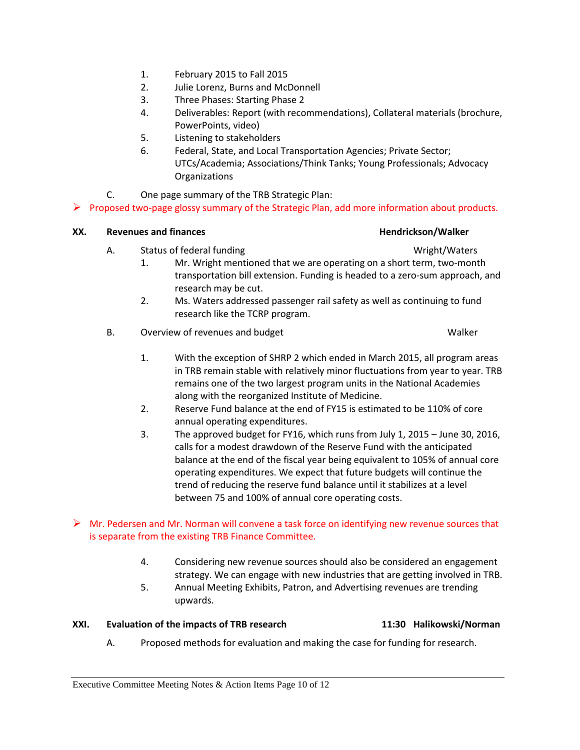1. February 2015 to Fall 2015
2. Julie Lorenz, Burns and McDonnell
3. Three Phases: Starting Phase 2
4. Deliverables: Report (with recommendations), Collateral materials (brochure, PowerPoints, video)
5. Listening to stakeholders
6. Federal, State, and Local Transportation Agencies; Private Sector; UTCs/Academia; Associations/Think Tanks; Young Professionals; Advocacy Organizations

C. One page summary of the TRB Strategic Plan:

- ➢ Proposed two-page glossy summary of the Strategic Plan, add more information about products.

**XX. Revenues and finances** **Hendrickson/Walker**

A. Status of federal funding Wright/Waters

1. Mr. Wright mentioned that we are operating on a short term, two-month transportation bill extension. Funding is headed to a zero-sum approach, and research may be cut.
2. Ms. Waters addressed passenger rail safety as well as continuing to fund research like the TCRP program.

B. Overview of revenues and budget Walker

1. With the exception of SHRP 2 which ended in March 2015, all program areas in TRB remain stable with relatively minor fluctuations from year to year. TRB remains one of the two largest program units in the National Academies along with the reorganized Institute of Medicine.
2. Reserve Fund balance at the end of FY15 is estimated to be 110% of core annual operating expenditures.
3. The approved budget for FY16, which runs from July 1, 2015 – June 30, 2016, calls for a modest drawdown of the Reserve Fund with the anticipated balance at the end of the fiscal year being equivalent to 105% of annual core operating expenditures. We expect that future budgets will continue the trend of reducing the reserve fund balance until it stabilizes at a level between 75 and 100% of annual core operating costs.

- ➢ Mr. Pedersen and Mr. Norman will convene a task force on identifying new revenue sources that is separate from the existing TRB Finance Committee.

4. Considering new revenue sources should also be considered an engagement strategy. We can engage with new industries that are getting involved in TRB.
5. Annual Meeting Exhibits, Patron, and Advertising revenues are trending upwards.

**XXI. Evaluation of the impacts of TRB research** **11:30 Halikowski/Norman**

A. Proposed methods for evaluation and making the case for funding for research.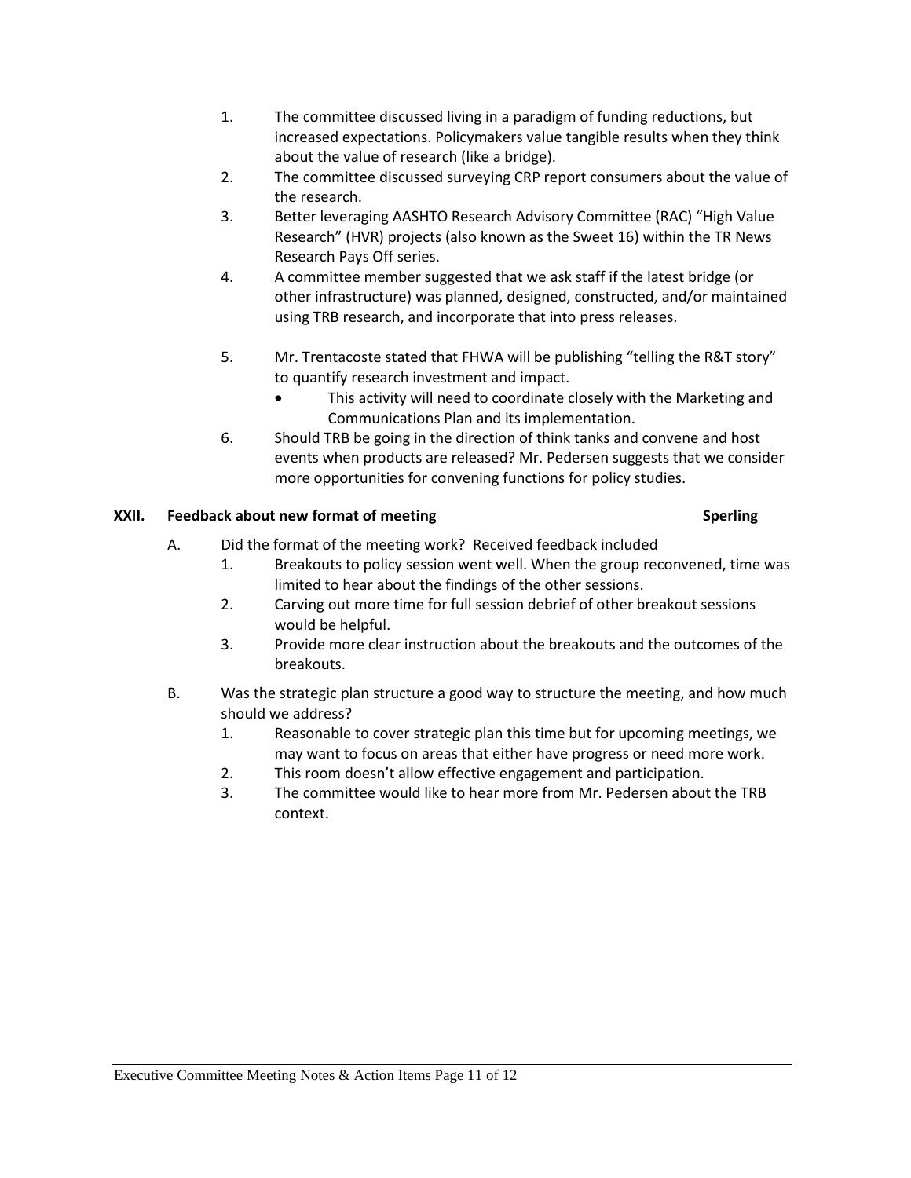1. The committee discussed living in a paradigm of funding reductions, but increased expectations. Policymakers value tangible results when they think about the value of research (like a bridge).
2. The committee discussed surveying CRP report consumers about the value of the research.
3. Better leveraging AASHTO Research Advisory Committee (RAC) "High Value Research" (HVR) projects (also known as the Sweet 16) within the TR News Research Pays Off series.
4. A committee member suggested that we ask staff if the latest bridge (or other infrastructure) was planned, designed, constructed, and/or maintained using TRB research, and incorporate that into press releases.
5. Mr. Trentacoste stated that FHWA will be publishing "telling the R&T story" to quantify research investment and impact.
   - This activity will need to coordinate closely with the Marketing and Communications Plan and its implementation.
6. Should TRB be going in the direction of think tanks and convene and host events when products are released? Mr. Pedersen suggests that we consider more opportunities for convening functions for policy studies.

## XXII. Feedback about new format of meeting — Sperling

A. Did the format of the meeting work? Received feedback included
   1. Breakouts to policy session went well. When the group reconvened, time was limited to hear about the findings of the other sessions.
   2. Carving out more time for full session debrief of other breakout sessions would be helpful.
   3. Provide more clear instruction about the breakouts and the outcomes of the breakouts.

B. Was the strategic plan structure a good way to structure the meeting, and how much should we address?
   1. Reasonable to cover strategic plan this time but for upcoming meetings, we may want to focus on areas that either have progress or need more work.
   2. This room doesn't allow effective engagement and participation.
   3. The committee would like to hear more from Mr. Pedersen about the TRB context.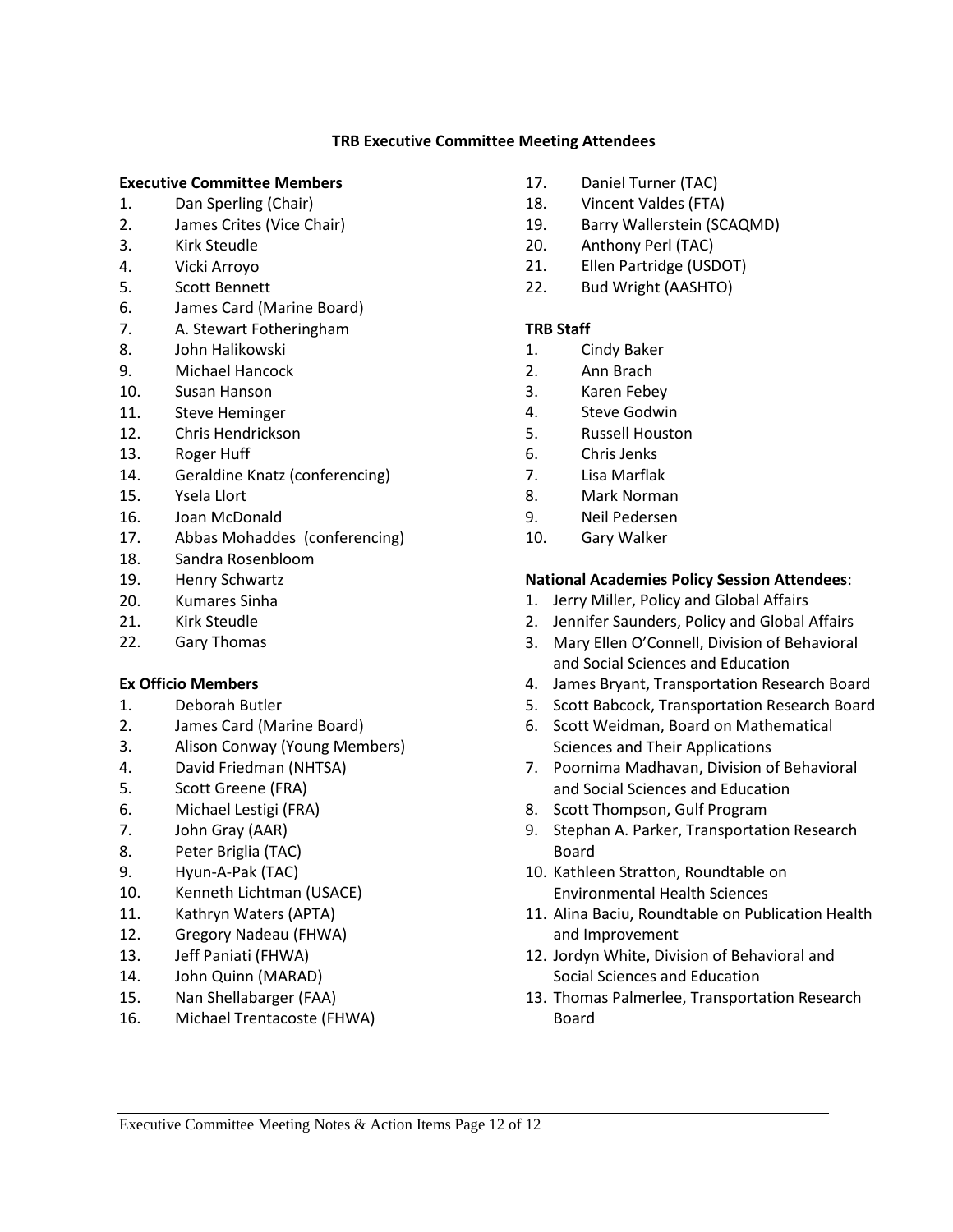**TRB Executive Committee Meeting Attendees**

**Executive Committee Members**

1. Dan Sperling (Chair)
2. James Crites (Vice Chair)
3. Kirk Steudle
4. Vicki Arroyo
5. Scott Bennett
6. James Card (Marine Board)
7. A. Stewart Fotheringham
8. John Halikowski
9. Michael Hancock
10. Susan Hanson
11. Steve Heminger
12. Chris Hendrickson
13. Roger Huff
14. Geraldine Knatz (conferencing)
15. Ysela Llort
16. Joan McDonald
17. Abbas Mohaddes (conferencing)
18. Sandra Rosenbloom
19. Henry Schwartz
20. Kumares Sinha
21. Kirk Steudle
22. Gary Thomas

**Ex Officio Members**

1. Deborah Butler
2. James Card (Marine Board)
3. Alison Conway (Young Members)
4. David Friedman (NHTSA)
5. Scott Greene (FRA)
6. Michael Lestigi (FRA)
7. John Gray (AAR)
8. Peter Briglia (TAC)
9. Hyun-A-Pak (TAC)
10. Kenneth Lichtman (USACE)
11. Kathryn Waters (APTA)
12. Gregory Nadeau (FHWA)
13. Jeff Paniati (FHWA)
14. John Quinn (MARAD)
15. Nan Shellabarger (FAA)
16. Michael Trentacoste (FHWA)
17. Daniel Turner (TAC)
18. Vincent Valdes (FTA)
19. Barry Wallerstein (SCAQMD)
20. Anthony Perl (TAC)
21. Ellen Partridge (USDOT)
22. Bud Wright (AASHTO)

**TRB Staff**

1. Cindy Baker
2. Ann Brach
3. Karen Febey
4. Steve Godwin
5. Russell Houston
6. Chris Jenks
7. Lisa Marflak
8. Mark Norman
9. Neil Pedersen
10. Gary Walker

**National Academies Policy Session Attendees**:

1. Jerry Miller, Policy and Global Affairs
2. Jennifer Saunders, Policy and Global Affairs
3. Mary Ellen O'Connell, Division of Behavioral and Social Sciences and Education
4. James Bryant, Transportation Research Board
5. Scott Babcock, Transportation Research Board
6. Scott Weidman, Board on Mathematical Sciences and Their Applications
7. Poornima Madhavan, Division of Behavioral and Social Sciences and Education
8. Scott Thompson, Gulf Program
9. Stephan A. Parker, Transportation Research Board
10. Kathleen Stratton, Roundtable on Environmental Health Sciences
11. Alina Baciu, Roundtable on Publication Health and Improvement
12. Jordyn White, Division of Behavioral and Social Sciences and Education
13. Thomas Palmerlee, Transportation Research Board